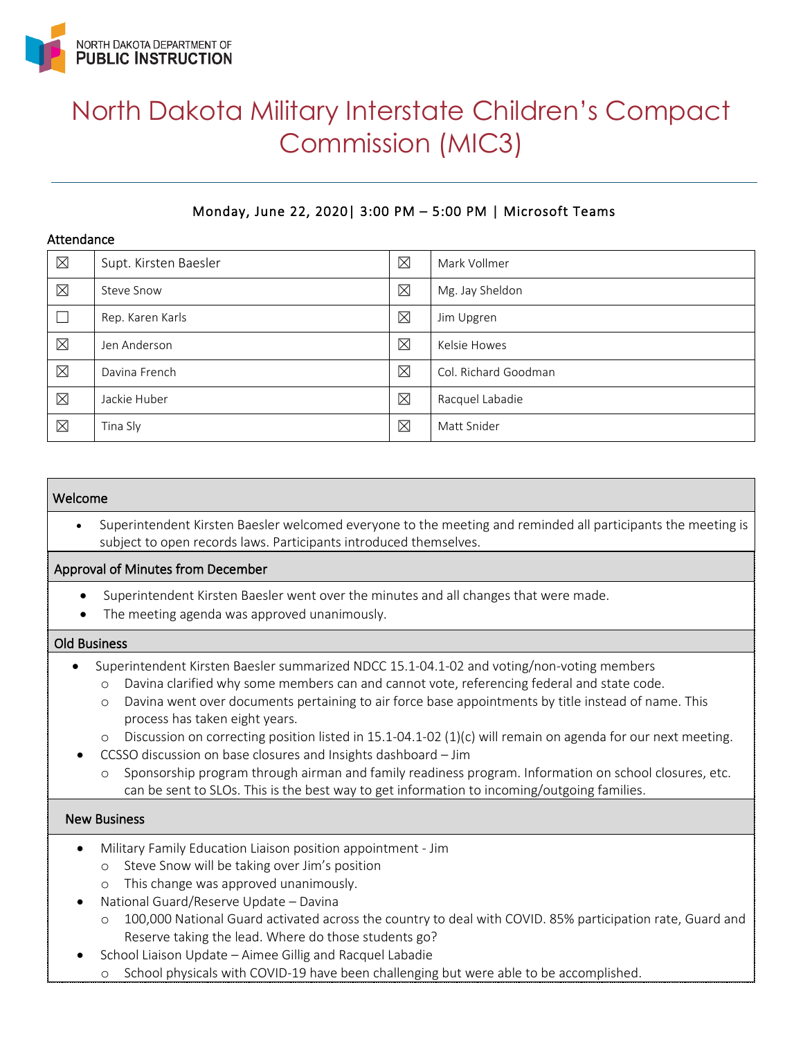NORTH DAKOTA DEPARTMENT OF
**PUBLIC INSTRUCTION**

# North Dakota Military Interstate Children's Compact Commission (MIC3)

Monday, June 22, 2020| 3:00 PM – 5:00 PM | Microsoft Teams

## Attendance

| | | | |
|---|---|---|---|
| ☒ | Supt. Kirsten Baesler | ☒ | Mark Vollmer |
| ☒ | Steve Snow | ☒ | Mg. Jay Sheldon |
| ☐ | Rep. Karen Karls | ☒ | Jim Upgren |
| ☒ | Jen Anderson | ☒ | Kelsie Howes |
| ☒ | Davina French | ☒ | Col. Richard Goodman |
| ☒ | Jackie Huber | ☒ | Racquel Labadie |
| ☒ | Tina Sly | ☒ | Matt Snider |

## Welcome

- Superintendent Kirsten Baesler welcomed everyone to the meeting and reminded all participants the meeting is subject to open records laws. Participants introduced themselves.

## Approval of Minutes from December

- Superintendent Kirsten Baesler went over the minutes and all changes that were made.
- The meeting agenda was approved unanimously.

## Old Business

- Superintendent Kirsten Baesler summarized NDCC 15.1-04.1-02 and voting/non-voting members
  - Davina clarified why some members can and cannot vote, referencing federal and state code.
  - Davina went over documents pertaining to air force base appointments by title instead of name. This process has taken eight years.
  - Discussion on correcting position listed in 15.1-04.1-02 (1)(c) will remain on agenda for our next meeting.
- CCSSO discussion on base closures and Insights dashboard – Jim
  - Sponsorship program through airman and family readiness program. Information on school closures, etc. can be sent to SLOs. This is the best way to get information to incoming/outgoing families.

## New Business

- Military Family Education Liaison position appointment - Jim
  - Steve Snow will be taking over Jim's position
  - This change was approved unanimously.
- National Guard/Reserve Update – Davina
  - 100,000 National Guard activated across the country to deal with COVID. 85% participation rate, Guard and Reserve taking the lead. Where do those students go?
- School Liaison Update – Aimee Gillig and Racquel Labadie
  - School physicals with COVID-19 have been challenging but were able to be accomplished.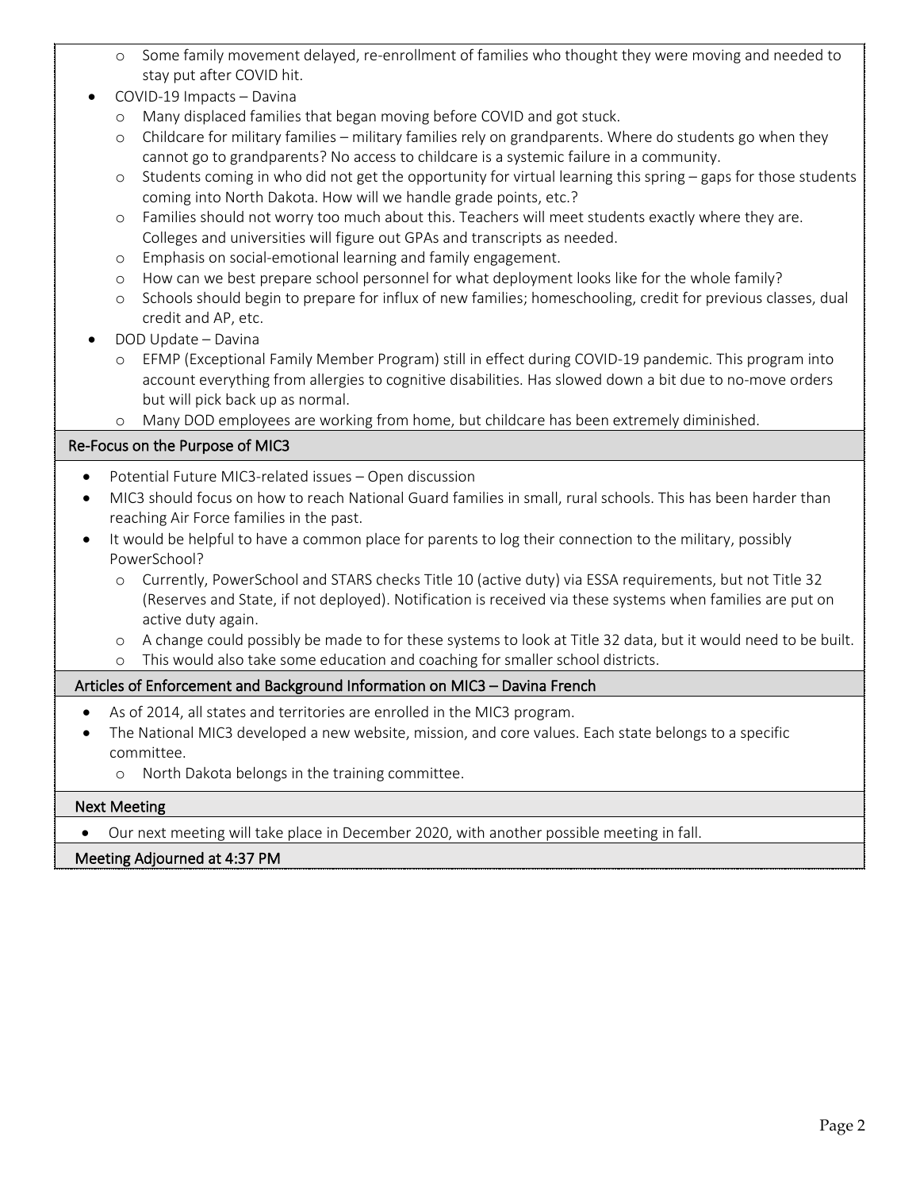- Some family movement delayed, re-enrollment of families who thought they were moving and needed to stay put after COVID hit.

- COVID-19 Impacts – Davina
  - Many displaced families that began moving before COVID and got stuck.
  - Childcare for military families – military families rely on grandparents. Where do students go when they cannot go to grandparents? No access to childcare is a systemic failure in a community.
  - Students coming in who did not get the opportunity for virtual learning this spring – gaps for those students coming into North Dakota. How will we handle grade points, etc.?
  - Families should not worry too much about this. Teachers will meet students exactly where they are. Colleges and universities will figure out GPAs and transcripts as needed.
  - Emphasis on social-emotional learning and family engagement.
  - How can we best prepare school personnel for what deployment looks like for the whole family?
  - Schools should begin to prepare for influx of new families; homeschooling, credit for previous classes, dual credit and AP, etc.
- DOD Update – Davina
  - EFMP (Exceptional Family Member Program) still in effect during COVID-19 pandemic. This program into account everything from allergies to cognitive disabilities. Has slowed down a bit due to no-move orders but will pick back up as normal.
  - Many DOD employees are working from home, but childcare has been extremely diminished.

## Re-Focus on the Purpose of MIC3

- Potential Future MIC3-related issues – Open discussion
- MIC3 should focus on how to reach National Guard families in small, rural schools. This has been harder than reaching Air Force families in the past.
- It would be helpful to have a common place for parents to log their connection to the military, possibly PowerSchool?
  - Currently, PowerSchool and STARS checks Title 10 (active duty) via ESSA requirements, but not Title 32 (Reserves and State, if not deployed). Notification is received via these systems when families are put on active duty again.
  - A change could possibly be made to for these systems to look at Title 32 data, but it would need to be built.
  - This would also take some education and coaching for smaller school districts.

## Articles of Enforcement and Background Information on MIC3 – Davina French

- As of 2014, all states and territories are enrolled in the MIC3 program.
- The National MIC3 developed a new website, mission, and core values. Each state belongs to a specific committee.
  - North Dakota belongs in the training committee.

## Next Meeting

- Our next meeting will take place in December 2020, with another possible meeting in fall.

## Meeting Adjourned at 4:37 PM